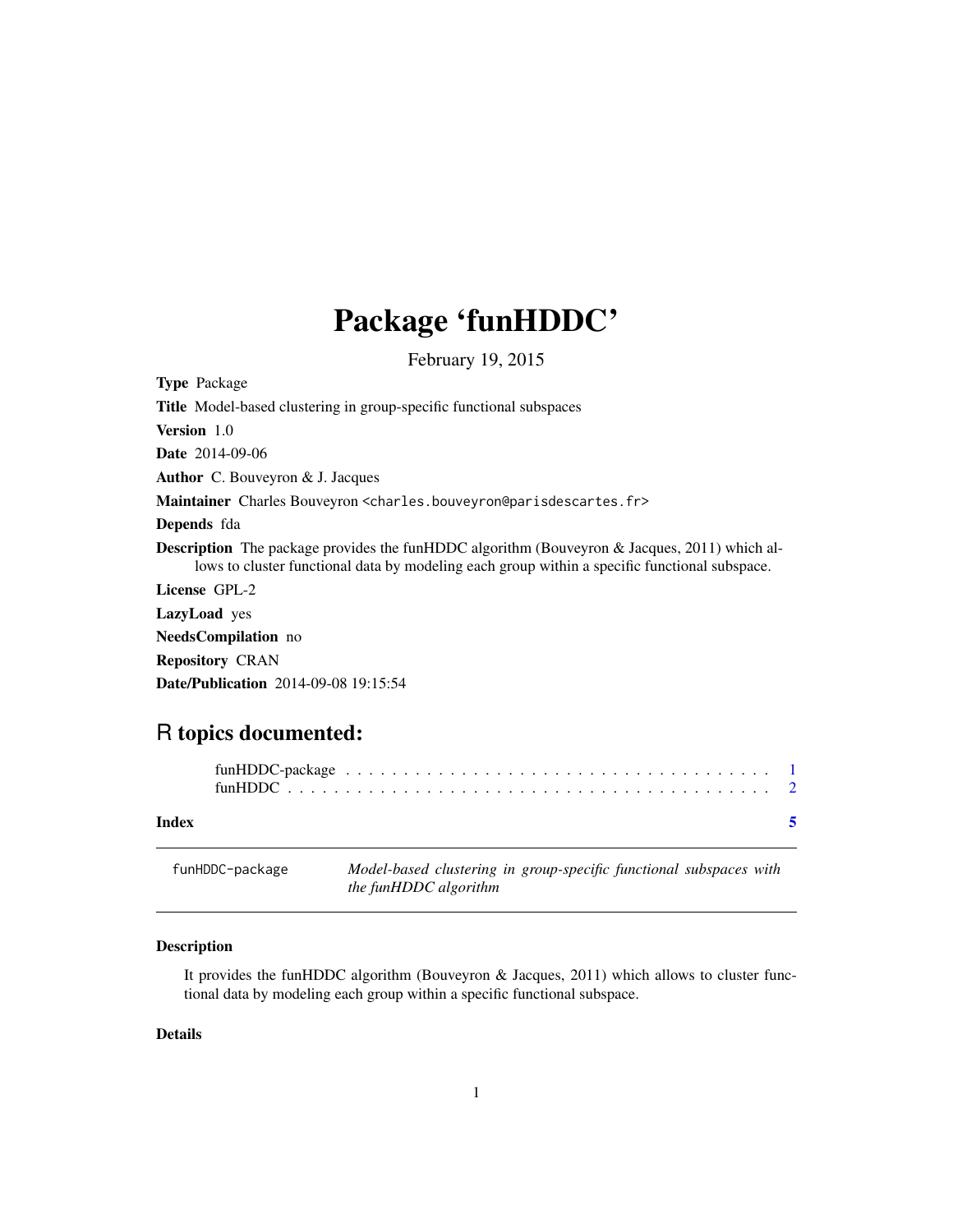# Package 'funHDDC'

February 19, 2015

**Type** Package

**Title** Model-based clustering in group-specific functional subspaces

**Version** 1.0

**Date** 2014-09-06

**Author** C. Bouveyron & J. Jacques

**Maintainer** Charles Bouveyron <charles.bouveyron@parisdescartes.fr>

**Depends** fda

**Description** The package provides the funHDDC algorithm (Bouveyron & Jacques, 2011) which allows to cluster functional data by modeling each group within a specific functional subspace.

**License** GPL-2

**LazyLoad** yes

**NeedsCompilation** no

**Repository** CRAN

**Date/Publication** 2014-09-08 19:15:54

## R topics documented:

funHDDC-package . . . . . . . . . . . . . . . . . . . . . . . . . . . . . . . . . . . . . 1
funHDDC . . . . . . . . . . . . . . . . . . . . . . . . . . . . . . . . . . . . . . . . . 2

**Index** **5**

---

`funHDDC-package` *Model-based clustering in group-specific functional subspaces with the funHDDC algorithm*

---

### Description

It provides the funHDDC algorithm (Bouveyron & Jacques, 2011) which allows to cluster functional data by modeling each group within a specific functional subspace.

### Details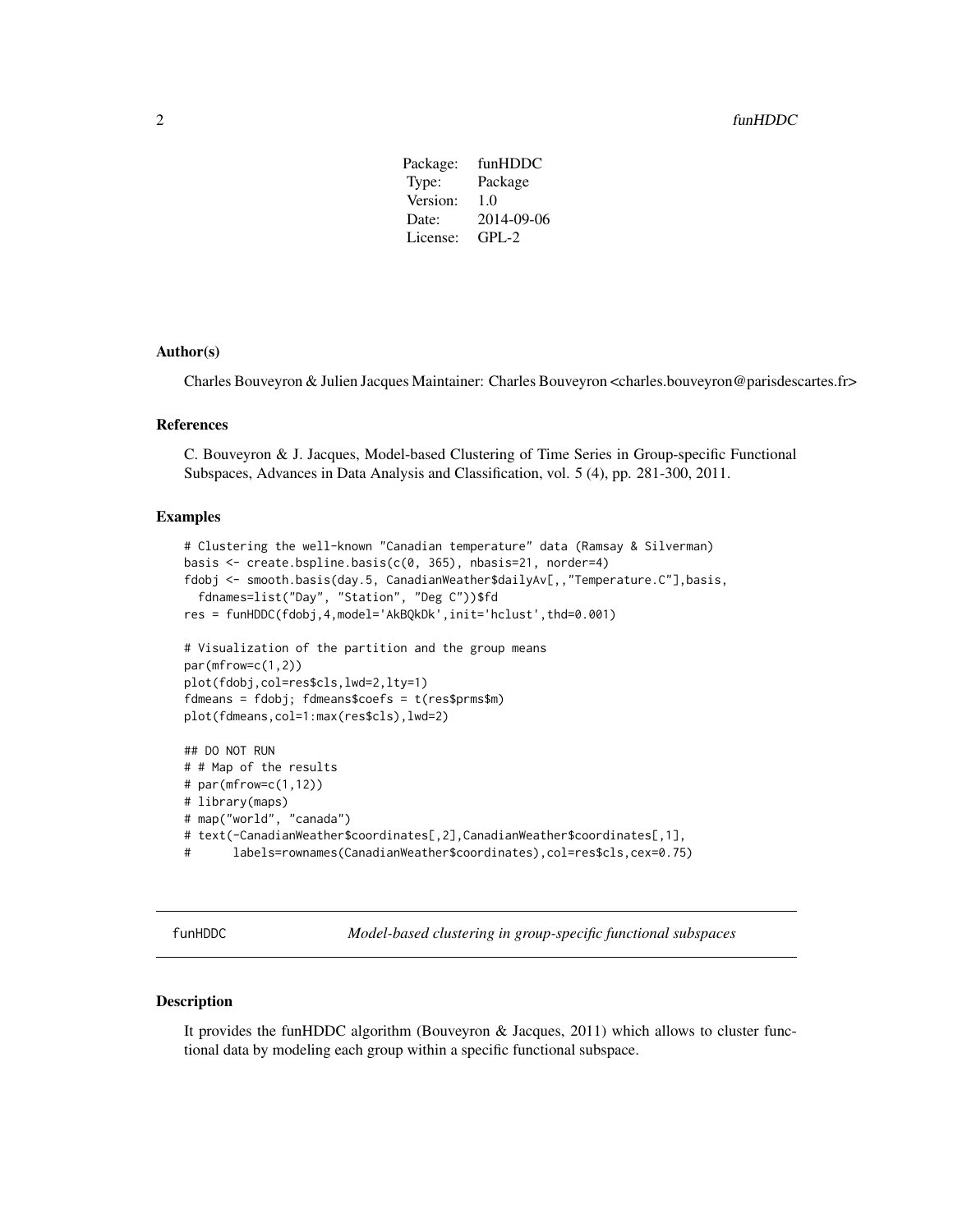| Package: | funHDDC |
|---|---|
| Type: | Package |
| Version: | 1.0 |
| Date: | 2014-09-06 |
| License: | GPL-2 |

### Author(s)

Charles Bouveyron & Julien Jacques Maintainer: Charles Bouveyron <charles.bouveyron@parisdescartes.fr>

### References

C. Bouveyron & J. Jacques, Model-based Clustering of Time Series in Group-specific Functional Subspaces, Advances in Data Analysis and Classification, vol. 5 (4), pp. 281-300, 2011.

### Examples

```
# Clustering the well-known "Canadian temperature" data (Ramsay & Silverman)
basis <- create.bspline.basis(c(0, 365), nbasis=21, norder=4)
fdobj <- smooth.basis(day.5, CanadianWeather$dailyAv[,,"Temperature.C"],basis,
  fdnames=list("Day", "Station", "Deg C"))$fd
res = funHDDC(fdobj,4,model='AkBQkDk',init='hclust',thd=0.001)

# Visualization of the partition and the group means
par(mfrow=c(1,2))
plot(fdobj,col=res$cls,lwd=2,lty=1)
fdmeans = fdobj; fdmeans$coefs = t(res$prms$m)
plot(fdmeans,col=1:max(res$cls),lwd=2)

## DO NOT RUN
# # Map of the results
# par(mfrow=c(1,12))
# library(maps)
# map("world", "canada")
# text(-CanadianWeather$coordinates[,2],CanadianWeather$coordinates[,1],
#      labels=rownames(CanadianWeather$coordinates),col=res$cls,cex=0.75)
```

---

## funHDDC — *Model-based clustering in group-specific functional subspaces*

---

### Description

It provides the funHDDC algorithm (Bouveyron & Jacques, 2011) which allows to cluster functional data by modeling each group within a specific functional subspace.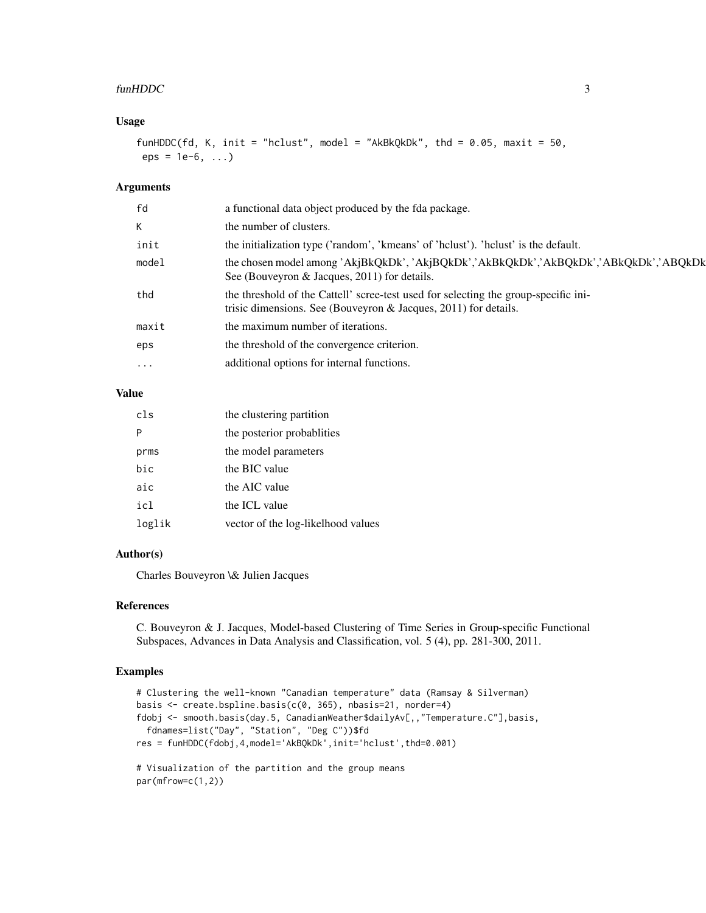## Usage

```
funHDDC(fd, K, init = "hclust", model = "AkBkQkDk", thd = 0.05, maxit = 50,
 eps = 1e-6, ...)
```

## Arguments

| | |
|---|---|
| fd | a functional data object produced by the fda package. |
| K | the number of clusters. |
| init | the initialization type ('random', 'kmeans' of 'hclust'). 'hclust' is the default. |
| model | the chosen model among 'AkjBkQkDk', 'AkjBQkDk','AkBkQkDk','AkBQkDk','ABkQkDk','ABQkDk See (Bouveyron & Jacques, 2011) for details. |
| thd | the threshold of the Cattell' scree-test used for selecting the group-specific initrisic dimensions. See (Bouveyron & Jacques, 2011) for details. |
| maxit | the maximum number of iterations. |
| eps | the threshold of the convergence criterion. |
| ... | additional options for internal functions. |

## Value

| | |
|---|---|
| cls | the clustering partition |
| P | the posterior probablities |
| prms | the model parameters |
| bic | the BIC value |
| aic | the AIC value |
| icl | the ICL value |
| loglik | vector of the log-likelihood values |

## Author(s)

Charles Bouveyron \& Julien Jacques

## References

C. Bouveyron & J. Jacques, Model-based Clustering of Time Series in Group-specific Functional Subspaces, Advances in Data Analysis and Classification, vol. 5 (4), pp. 281-300, 2011.

## Examples

```
# Clustering the well-known "Canadian temperature" data (Ramsay & Silverman)
basis <- create.bspline.basis(c(0, 365), nbasis=21, norder=4)
fdobj <- smooth.basis(day.5, CanadianWeather$dailyAv[,,"Temperature.C"],basis,
  fdnames=list("Day", "Station", "Deg C"))$fd
res = funHDDC(fdobj,4,model='AkBQkDk',init='hclust',thd=0.001)

# Visualization of the partition and the group means
par(mfrow=c(1,2))
```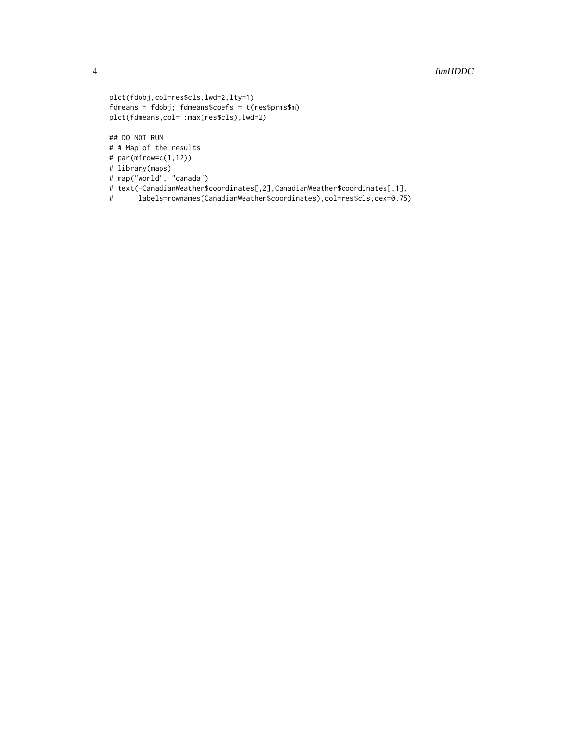```
plot(fdobj,col=res$cls,lwd=2,lty=1)
fdmeans = fdobj; fdmeans$coefs = t(res$prms$m)
plot(fdmeans,col=1:max(res$cls),lwd=2)

## DO NOT RUN
# # Map of the results
# par(mfrow=c(1,12))
# library(maps)
# map("world", "canada")
# text(-CanadianWeather$coordinates[,2],CanadianWeather$coordinates[,1],
#      labels=rownames(CanadianWeather$coordinates),col=res$cls,cex=0.75)
```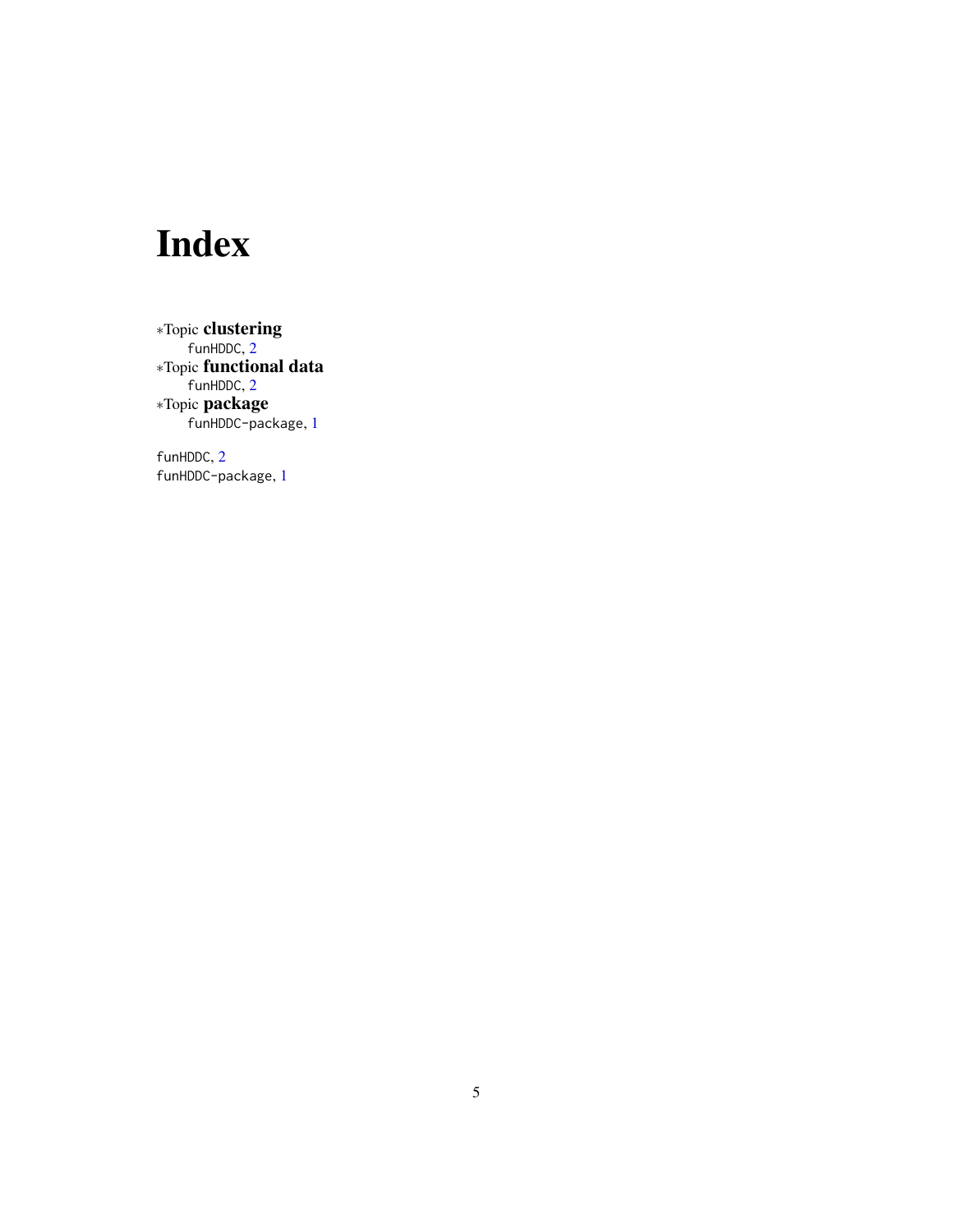# Index

*Topic **clustering**
    funHDDC, 2
*Topic **functional data**
    funHDDC, 2
*Topic **package**
    funHDDC-package, 1

funHDDC, 2
funHDDC-package, 1